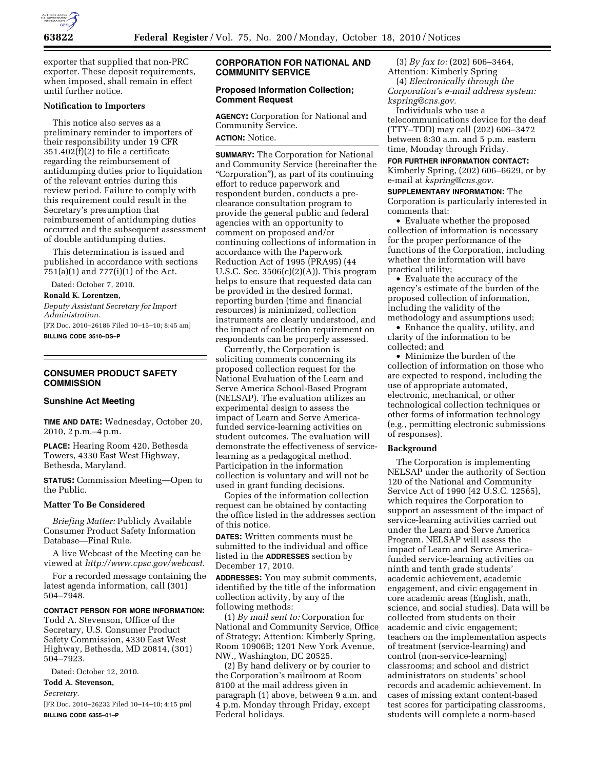exporter that supplied that non-PRC exporter. These deposit requirements, when imposed, shall remain in effect until further notice.

**Notification to Importers**

This notice also serves as a preliminary reminder to importers of their responsibility under 19 CFR 351.402(f)(2) to file a certificate regarding the reimbursement of antidumping duties prior to liquidation of the relevant entries during this review period. Failure to comply with this requirement could result in the Secretary's presumption that reimbursement of antidumping duties occurred and the subsequent assessment of double antidumping duties.

This determination is issued and published in accordance with sections 751(a)(1) and 777(i)(1) of the Act.

Dated: October 7, 2010.

**Ronald K. Lorentzen,**

*Deputy Assistant Secretary for Import Administration.*

[FR Doc. 2010–26186 Filed 10–15–10; 8:45 am]

**BILLING CODE 3510–DS–P**

## CONSUMER PRODUCT SAFETY COMMISSION

### Sunshine Act Meeting

**TIME AND DATE:** Wednesday, October 20, 2010, 2 p.m.–4 p.m.

**PLACE:** Hearing Room 420, Bethesda Towers, 4330 East West Highway, Bethesda, Maryland.

**STATUS:** Commission Meeting—Open to the Public.

**Matter To Be Considered**

*Briefing Matter:* Publicly Available Consumer Product Safety Information Database—Final Rule.

A live Webcast of the Meeting can be viewed at *http://www.cpsc.gov/webcast.*

For a recorded message containing the latest agenda information, call (301) 504–7948.

**CONTACT PERSON FOR MORE INFORMATION:** Todd A. Stevenson, Office of the Secretary, U.S. Consumer Product Safety Commission, 4330 East West Highway, Bethesda, MD 20814, (301) 504–7923.

Dated: October 12, 2010.

**Todd A. Stevenson,**

*Secretary.*

[FR Doc. 2010–26232 Filed 10–14–10; 4:15 pm]

**BILLING CODE 6355–01–P**

## CORPORATION FOR NATIONAL AND COMMUNITY SERVICE

### Proposed Information Collection; Comment Request

**AGENCY:** Corporation for National and Community Service.

**ACTION:** Notice.

**SUMMARY:** The Corporation for National and Community Service (hereinafter the "Corporation"), as part of its continuing effort to reduce paperwork and respondent burden, conducts a pre-clearance consultation program to provide the general public and federal agencies with an opportunity to comment on proposed and/or continuing collections of information in accordance with the Paperwork Reduction Act of 1995 (PRA95) (44 U.S.C. Sec. 3506(c)(2)(A)). This program helps to ensure that requested data can be provided in the desired format, reporting burden (time and financial resources) is minimized, collection instruments are clearly understood, and the impact of collection requirement on respondents can be properly assessed.

Currently, the Corporation is soliciting comments concerning its proposed collection request for the National Evaluation of the Learn and Serve America School-Based Program (NELSAP). The evaluation utilizes an experimental design to assess the impact of Learn and Serve America-funded service-learning activities on student outcomes. The evaluation will demonstrate the effectiveness of service-learning as a pedagogical method. Participation in the information collection is voluntary and will not be used in grant funding decisions.

Copies of the information collection request can be obtained by contacting the office listed in the addresses section of this notice.

**DATES:** Written comments must be submitted to the individual and office listed in the **ADDRESSES** section by December 17, 2010.

**ADDRESSES:** You may submit comments, identified by the title of the information collection activity, by any of the following methods:

(1) *By mail sent to:* Corporation for National and Community Service, Office of Strategy; Attention: Kimberly Spring, Room 10906B; 1201 New York Avenue, NW., Washington, DC 20525.

(2) By hand delivery or by courier to the Corporation's mailroom at Room 8100 at the mail address given in paragraph (1) above, between 9 a.m. and 4 p.m. Monday through Friday, except Federal holidays.

(3) *By fax to:* (202) 606–3464, Attention: Kimberly Spring

(4) *Electronically through the Corporation's e-mail address system: kspring@cns.gov.*

Individuals who use a telecommunications device for the deaf (TTY–TDD) may call (202) 606–3472 between 8:30 a.m. and 5 p.m. eastern time, Monday through Friday.

**FOR FURTHER INFORMATION CONTACT:** Kimberly Spring, (202) 606–6629, or by e-mail at *kspring@cns.gov.*

**SUPPLEMENTARY INFORMATION:** The Corporation is particularly interested in comments that:

- Evaluate whether the proposed collection of information is necessary for the proper performance of the functions of the Corporation, including whether the information will have practical utility;
- Evaluate the accuracy of the agency's estimate of the burden of the proposed collection of information, including the validity of the methodology and assumptions used;
- Enhance the quality, utility, and clarity of the information to be collected; and
- Minimize the burden of the collection of information on those who are expected to respond, including the use of appropriate automated, electronic, mechanical, or other technological collection techniques or other forms of information technology (e.g., permitting electronic submissions of responses).

**Background**

The Corporation is implementing NELSAP under the authority of Section 120 of the National and Community Service Act of 1990 (42 U.S.C. 12565), which requires the Corporation to support an assessment of the impact of service-learning activities carried out under the Learn and Serve America Program. NELSAP will assess the impact of Learn and Serve America-funded service-learning activities on ninth and tenth grade students' academic achievement, academic engagement, and civic engagement in core academic areas (English, math, science, and social studies). Data will be collected from students on their academic and civic engagement; teachers on the implementation aspects of treatment (service-learning) and control (non-service-learning) classrooms; and school and district administrators on students' school records and academic achievement. In cases of missing extant content-based test scores for participating classrooms, students will complete a norm-based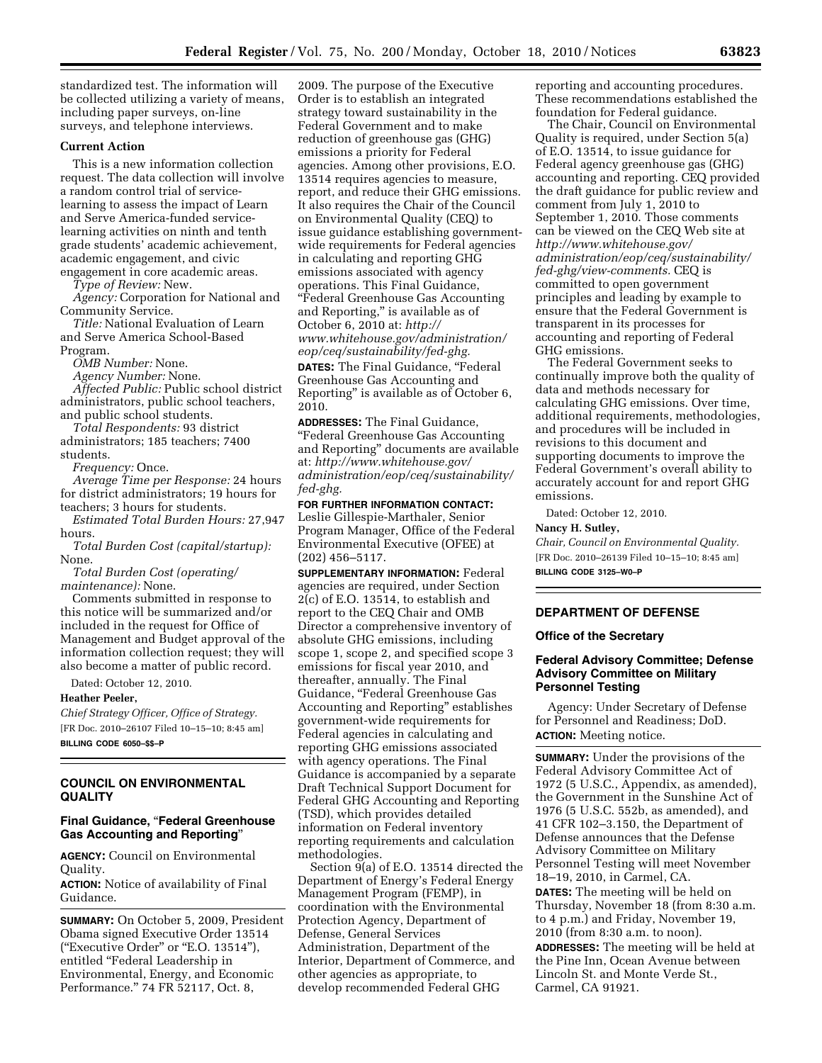standardized test. The information will be collected utilizing a variety of means, including paper surveys, on-line surveys, and telephone interviews.

**Current Action**

This is a new information collection request. The data collection will involve a random control trial of service-learning to assess the impact of Learn and Serve America-funded service-learning activities on ninth and tenth grade students' academic achievement, academic engagement, and civic engagement in core academic areas.

*Type of Review:* New.

*Agency:* Corporation for National and Community Service.

*Title:* National Evaluation of Learn and Serve America School-Based Program.

*OMB Number:* None.

*Agency Number:* None.

*Affected Public:* Public school district administrators, public school teachers, and public school students.

*Total Respondents:* 93 district administrators; 185 teachers; 7400 students.

*Frequency:* Once.

*Average Time per Response:* 24 hours for district administrators; 19 hours for teachers; 3 hours for students.

*Estimated Total Burden Hours:* 27,947 hours.

*Total Burden Cost (capital/startup):* None.

*Total Burden Cost (operating/maintenance):* None.

Comments submitted in response to this notice will be summarized and/or included in the request for Office of Management and Budget approval of the information collection request; they will also become a matter of public record.

Dated: October 12, 2010.

**Heather Peeler,**

*Chief Strategy Officer, Office of Strategy.*

[FR Doc. 2010–26107 Filed 10–15–10; 8:45 am]

**BILLING CODE 6050–$$–P**

## COUNCIL ON ENVIRONMENTAL QUALITY

### Final Guidance, "Federal Greenhouse Gas Accounting and Reporting"

**AGENCY:** Council on Environmental Quality.

**ACTION:** Notice of availability of Final Guidance.

**SUMMARY:** On October 5, 2009, President Obama signed Executive Order 13514 ("Executive Order" or "E.O. 13514"), entitled "Federal Leadership in Environmental, Energy, and Economic Performance." 74 FR 52117, Oct. 8, 2009. The purpose of the Executive Order is to establish an integrated strategy toward sustainability in the Federal Government and to make reduction of greenhouse gas (GHG) emissions a priority for Federal agencies. Among other provisions, E.O. 13514 requires agencies to measure, report, and reduce their GHG emissions. It also requires the Chair of the Council on Environmental Quality (CEQ) to issue guidance establishing government-wide requirements for Federal agencies in calculating and reporting GHG emissions associated with agency operations. This Final Guidance, "Federal Greenhouse Gas Accounting and Reporting," is available as of October 6, 2010 at: *http://www.whitehouse.gov/administration/eop/ceq/sustainability/fed-ghg.*

**DATES:** The Final Guidance, "Federal Greenhouse Gas Accounting and Reporting" is available as of October 6, 2010.

**ADDRESSES:** The Final Guidance, "Federal Greenhouse Gas Accounting and Reporting" documents are available at: *http://www.whitehouse.gov/administration/eop/ceq/sustainability/fed-ghg.*

**FOR FURTHER INFORMATION CONTACT:** Leslie Gillespie-Marthaler, Senior Program Manager, Office of the Federal Environmental Executive (OFEE) at (202) 456–5117.

**SUPPLEMENTARY INFORMATION:** Federal agencies are required, under Section 2(c) of E.O. 13514, to establish and report to the CEQ Chair and OMB Director a comprehensive inventory of absolute GHG emissions, including scope 1, scope 2, and specified scope 3 emissions for fiscal year 2010, and thereafter, annually. The Final Guidance, "Federal Greenhouse Gas Accounting and Reporting" establishes government-wide requirements for Federal agencies in calculating and reporting GHG emissions associated with agency operations. The Final Guidance is accompanied by a separate Draft Technical Support Document for Federal GHG Accounting and Reporting (TSD), which provides detailed information on Federal inventory reporting requirements and calculation methodologies.

Section 9(a) of E.O. 13514 directed the Department of Energy's Federal Energy Management Program (FEMP), in coordination with the Environmental Protection Agency, Department of Defense, General Services Administration, Department of the Interior, Department of Commerce, and other agencies as appropriate, to develop recommended Federal GHG reporting and accounting procedures. These recommendations established the foundation for Federal guidance.

The Chair, Council on Environmental Quality is required, under Section 5(a) of E.O. 13514, to issue guidance for Federal agency greenhouse gas (GHG) accounting and reporting. CEQ provided the draft guidance for public review and comment from July 1, 2010 to September 1, 2010. Those comments can be viewed on the CEQ Web site at *http://www.whitehouse.gov/administration/eop/ceq/sustainability/fed-ghg/view-comments.* CEQ is committed to open government principles and leading by example to ensure that the Federal Government is transparent in its processes for accounting and reporting of Federal GHG emissions.

The Federal Government seeks to continually improve both the quality of data and methods necessary for calculating GHG emissions. Over time, additional requirements, methodologies, and procedures will be included in revisions to this document and supporting documents to improve the Federal Government's overall ability to accurately account for and report GHG emissions.

Dated: October 12, 2010.

**Nancy H. Sutley,**

*Chair, Council on Environmental Quality.*

[FR Doc. 2010–26139 Filed 10–15–10; 8:45 am]

**BILLING CODE 3125–W0–P**

## DEPARTMENT OF DEFENSE

### Office of the Secretary

### Federal Advisory Committee; Defense Advisory Committee on Military Personnel Testing

Agency: Under Secretary of Defense for Personnel and Readiness; DoD.

**ACTION:** Meeting notice.

**SUMMARY:** Under the provisions of the Federal Advisory Committee Act of 1972 (5 U.S.C., Appendix, as amended), the Government in the Sunshine Act of 1976 (5 U.S.C. 552b, as amended), and 41 CFR 102–3.150, the Department of Defense announces that the Defense Advisory Committee on Military Personnel Testing will meet November 18–19, 2010, in Carmel, CA.

**DATES:** The meeting will be held on Thursday, November 18 (from 8:30 a.m. to 4 p.m.) and Friday, November 19, 2010 (from 8:30 a.m. to noon).

**ADDRESSES:** The meeting will be held at the Pine Inn, Ocean Avenue between Lincoln St. and Monte Verde St., Carmel, CA 91921.